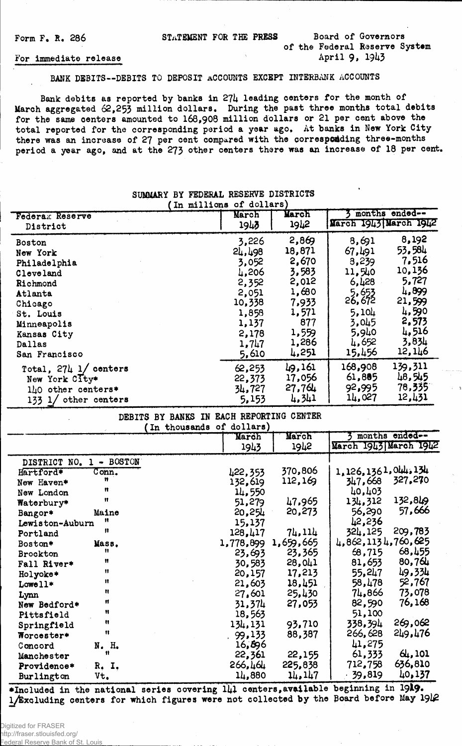Form F. R. 286

STATEMENT FOR THE PRESS

Board of Governors of the Federal Reserve System
April 9, 1943

For immediate release

BANK DEBITS--DEBITS TO DEPOSIT ACCOUNTS EXCEPT INTERBANK ACCOUNTS

Bank debits as reported by banks in 274 leading centers for the month of March aggregated 62,253 million dollars. During the past three months total debits for the same centers amounted to 168,908 million dollars or 21 per cent above the total reported for the corresponding period a year ago. At banks in New York City there was an increase of 27 per cent compared with the corresponding three-months period a year ago, and at the 273 other centers there was an increase of 18 per cent.

SUMMARY BY FEDERAL RESERVE DISTRICTS
(In millions of dollars)

| Federal Reserve District | March 1943 | March 1942 | 3 months ended-- March 1943 | March 1942 |
|---|---|---|---|---|
| Boston | 3,226 | 2,869 | 8,691 | 8,192 |
| New York | 24,498 | 18,871 | 67,491 | 53,584 |
| Philadelphia | 3,052 | 2,670 | 8,239 | 7,516 |
| Cleveland | 4,206 | 3,583 | 11,540 | 10,136 |
| Richmond | 2,352 | 2,012 | 6,428 | 5,727 |
| Atlanta | 2,051 | 1,680 | 5,653 | 4,899 |
| Chicago | 10,338 | 7,933 | 26,672 | 21,599 |
| St. Louis | 1,858 | 1,571 | 5,104 | 4,590 |
| Minneapolis | 1,137 | 877 | 3,045 | 2,573 |
| Kansas City | 2,178 | 1,559 | 5,940 | 4,516 |
| Dallas | 1,747 | 1,286 | 4,652 | 3,834 |
| San Francisco | 5,610 | 4,251 | 15,456 | 12,146 |
| Total, 274 1/ centers | 62,253 | 49,161 | 168,908 | 139,311 |
| New York City* | 22,373 | 17,056 | 61,885 | 48,545 |
| 140 other centers* | 34,727 | 27,764 | 92,995 | 78,335 |
| 133 1/ other centers | 5,153 | 4,341 | 14,027 | 12,431 |

DEBITS BY BANKS IN EACH REPORTING CENTER
(In thousands of dollars)

| | | March 1943 | March 1942 | 3 months ended-- March 1943 | March 1942 |
|---|---|---|---|---|---|
| DISTRICT NO. 1 - BOSTON | | | | | |
| Hartford* | Conn. | 422,353 | 370,806 | 1,126,136 | 1,044,134 |
| New Haven* | " | 132,619 | 112,169 | 347,668 | 327,270 |
| New London | " | 14,550 | | 40,403 | |
| Waterbury* | " | 51,279 | 47,965 | 134,312 | 132,849 |
| Bangor* | Maine | 20,254 | 20,273 | 56,290 | 57,666 |
| Lewiston-Auburn | " | 15,137 | | 42,236 | |
| Portland | " | 128,417 | 74,114 | 324,125 | 209,783 |
| Boston* | Mass. | 1,778,899 | 1,659,665 | 4,862,113 | 4,760,625 |
| Brockton | " | 23,693 | 23,365 | 68,715 | 68,455 |
| Fall River* | " | 30,583 | 28,041 | 81,653 | 80,764 |
| Holyoke* | " | 20,157 | 17,213 | 55,247 | 49,334 |
| Lowell* | " | 21,603 | 18,451 | 58,478 | 52,767 |
| Lynn | " | 27,601 | 25,430 | 74,866 | 73,078 |
| New Bedford* | " | 31,374 | 27,053 | 82,590 | 76,168 |
| Pittsfield | " | 18,563 | | 51,100 | |
| Springfield | " | 134,131 | 93,710 | 338,394 | 269,062 |
| Worcester* | " | 99,133 | 88,387 | 266,628 | 249,476 |
| Concord | N. H. | 16,896 | | 41,275 | |
| Manchester | " | 22,361 | 22,155 | 61,333 | 64,101 |
| Providence* | R. I. | 266,464 | 225,838 | 712,758 | 636,810 |
| Burlington | Vt. | 14,880 | 14,147 | 39,819 | 40,137 |

*Included in the national series covering 141 centers, available beginning in 1919.
1/ Excluding centers for which figures were not collected by the Board before May 1942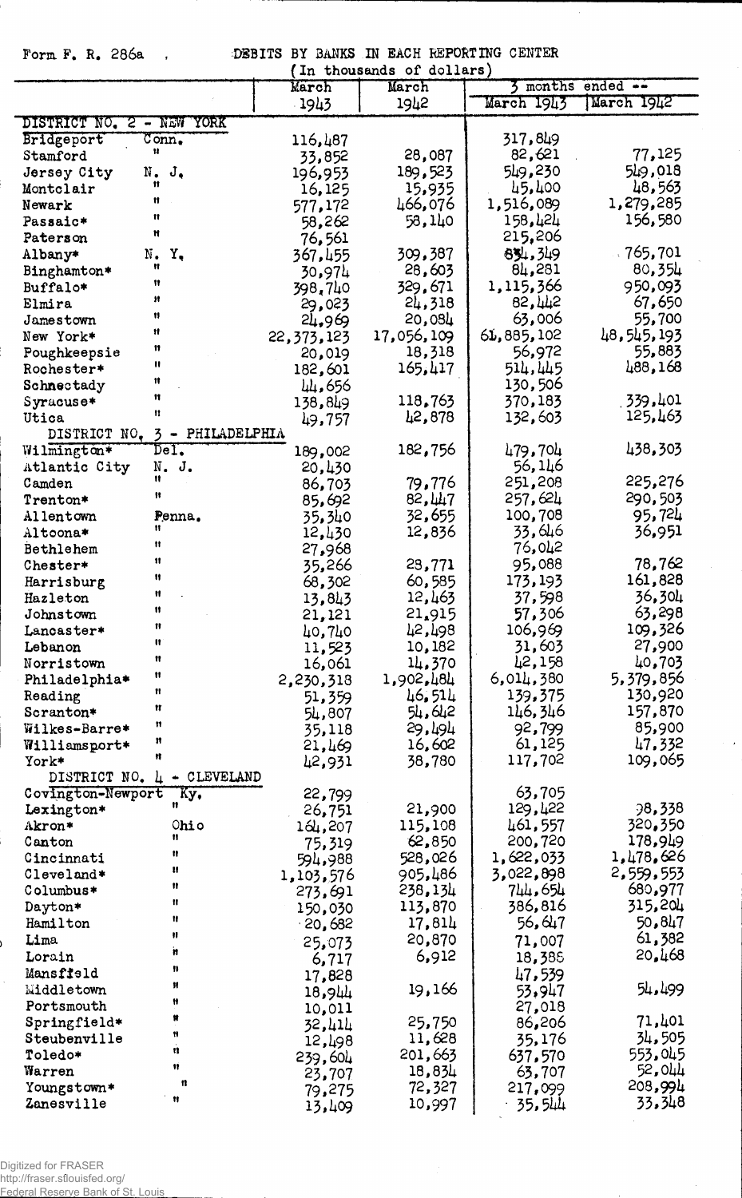Form F. R. 286a

DEBITS BY BANKS IN EACH REPORTING CENTER
(In thousands of dollars)

| | | March 1943 | March 1942 | 3 months ended -- March 1943 | March 1942 |
|---|---|---|---|---|---|
| **DISTRICT NO. 2 - NEW YORK** | | | | | |
| Bridgeport | Conn. | 116,487 | | 317,849 | |
| Stamford | " | 33,852 | 28,087 | 82,621 | 77,125 |
| Jersey City | N. J. | 196,953 | 189,523 | 549,230 | 549,018 |
| Montclair | " | 16,125 | 15,935 | 45,400 | 48,563 |
| Newark | " | 577,172 | 466,076 | 1,516,089 | 1,279,285 |
| Passaic* | " | 58,262 | 58,140 | 158,424 | 156,580 |
| Paterson | " | 76,561 | | 215,206 | |
| Albany* | N. Y. | 367,455 | 309,387 | 854,349 | 765,701 |
| Binghamton* | " | 30,974 | 28,603 | 84,281 | 80,354 |
| Buffalo* | " | 398,740 | 329,671 | 1,115,366 | 950,093 |
| Elmira | " | 29,023 | 24,318 | 82,442 | 67,650 |
| Jamestown | " | 24,969 | 20,084 | 63,006 | 55,700 |
| New York* | " | 22,373,123 | 17,056,109 | 61,885,102 | 48,545,193 |
| Poughkeepsie | " | 20,019 | 18,318 | 56,972 | 55,883 |
| Rochester* | " | 182,601 | 165,417 | 514,445 | 488,168 |
| Schnectady | " | 44,656 | | 130,506 | |
| Syracuse* | " | 138,849 | 118,763 | 370,183 | 339,401 |
| Utica | " | 49,757 | 42,878 | 132,603 | 125,463 |
| **DISTRICT NO. 3 - PHILADELPHIA** | | | | | |
| Wilmington* | Del. | 189,002 | 182,756 | 479,704 | 438,303 |
| Atlantic City | N. J. | 20,430 | | 56,146 | |
| Camden | " | 86,703 | 79,776 | 251,208 | 225,276 |
| Trenton* | " | 85,692 | 82,447 | 257,624 | 290,503 |
| Allentown | Penna. | 35,340 | 32,655 | 100,708 | 95,724 |
| Altoona* | " | 12,430 | 12,836 | 33,646 | 36,951 |
| Bethlehem | " | 27,968 | | 76,042 | |
| Chester* | " | 35,266 | 28,771 | 95,088 | 78,762 |
| Harrisburg | " | 68,302 | 60,585 | 173,193 | 161,828 |
| Hazleton | " | 13,843 | 12,463 | 37,598 | 36,304 |
| Johnstown | " | 21,121 | 21,915 | 57,306 | 63,298 |
| Lancaster* | " | 40,740 | 42,498 | 106,969 | 109,326 |
| Lebanon | " | 11,523 | 10,182 | 31,603 | 27,900 |
| Norristown | " | 16,061 | 14,370 | 42,158 | 40,703 |
| Philadelphia* | " | 2,230,318 | 1,902,484 | 6,014,380 | 5,379,856 |
| Reading | " | 51,359 | 46,514 | 139,375 | 130,920 |
| Scranton* | " | 54,807 | 54,642 | 146,346 | 157,870 |
| Wilkes-Barre* | " | 35,118 | 29,494 | 92,799 | 85,900 |
| Williamsport* | " | 21,469 | 16,602 | 61,125 | 47,332 |
| York* | " | 42,931 | 38,780 | 117,702 | 109,065 |
| **DISTRICT NO. 4 - CLEVELAND** | | | | | |
| Covington-Newport | Ky. | 22,799 | | 63,705 | |
| Lexington* | " | 26,751 | 21,900 | 129,422 | 98,338 |
| Akron* | Ohio | 164,207 | 115,108 | 461,557 | 320,350 |
| Canton | " | 75,319 | 62,850 | 200,720 | 178,949 |
| Cincinnati | " | 594,988 | 528,026 | 1,622,033 | 1,478,626 |
| Cleveland* | " | 1,103,576 | 905,486 | 3,022,898 | 2,559,553 |
| Columbus* | " | 273,691 | 238,134 | 744,654 | 680,977 |
| Dayton* | " | 150,030 | 113,870 | 386,816 | 315,204 |
| Hamilton | " | 20,682 | 17,814 | 56,647 | 50,847 |
| Lima | " | 25,073 | 20,870 | 71,007 | 61,382 |
| Lorain | " | 6,717 | 6,912 | 18,385 | 20,468 |
| Mansfield | " | 17,828 | | 47,539 | |
| Middletown | " | 18,944 | 19,166 | 53,947 | 54,499 |
| Portsmouth | " | 10,011 | | 27,018 | |
| Springfield* | " | 32,414 | 25,750 | 86,206 | 71,401 |
| Steubenville | " | 12,498 | 11,628 | 35,176 | 34,505 |
| Toledo* | " | 239,604 | 201,663 | 637,570 | 553,045 |
| Warren | " | 23,707 | 18,834 | 63,707 | 52,044 |
| Youngstown* | " | 79,275 | 72,327 | 217,099 | 208,994 |
| Zanesville | " | 13,409 | 10,997 | 35,544 | 33,348 |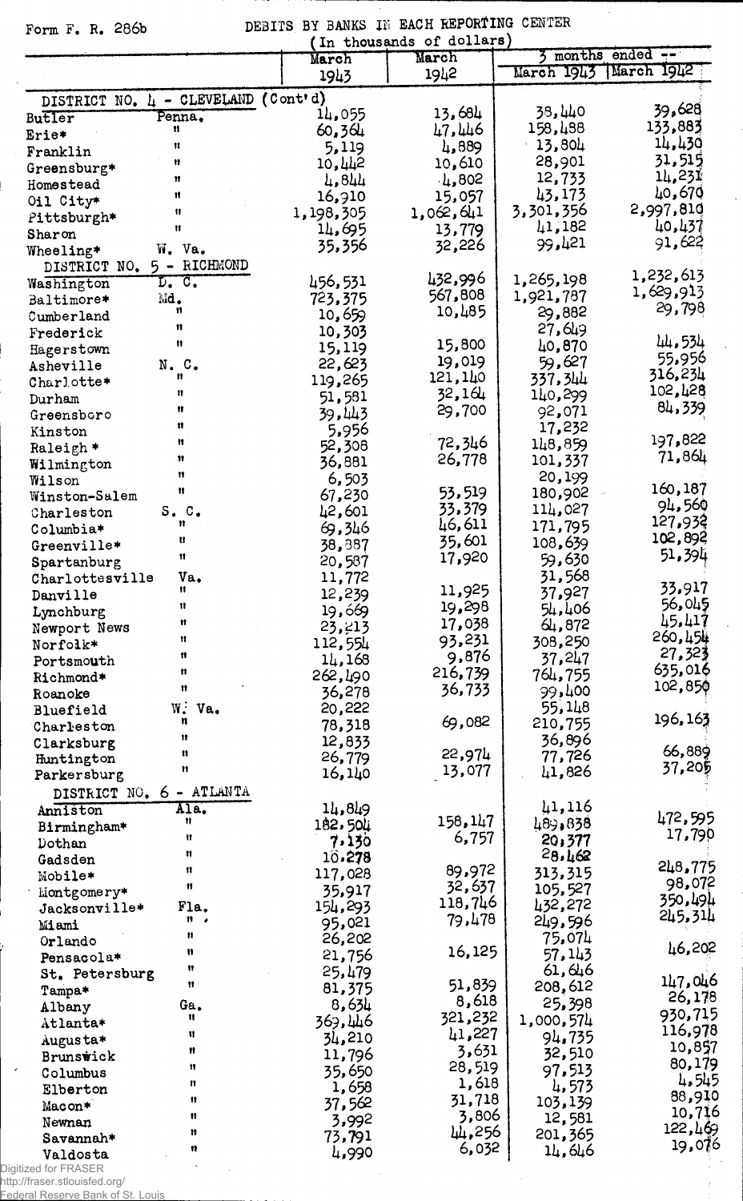Form F. R. 286b

DEBITS BY BANKS IN EACH REPORTING CENTER
(In thousands of dollars)

| | | March 1943 | March 1942 | 3 months ended -- March 1943 | March 1942 |
|---|---|---|---|---|---|
| DISTRICT NO. 4 - CLEVELAND (Cont'd) | | | | | |
| Butler | Penna. | 14,055 | 13,684 | 38,440 | 39,628 |
| Erie* | " | 60,364 | 47,446 | 158,488 | 133,883 |
| Franklin | " | 5,119 | 4,889 | 13,804 | 14,430 |
| Greensburg* | " | 10,442 | 10,610 | 28,901 | 31,515 |
| Homestead | " | 4,844 | 4,802 | 12,733 | 14,231 |
| Oil City* | " | 16,910 | 15,057 | 43,173 | 40,670 |
| Pittsburgh* | " | 1,198,305 | 1,062,641 | 3,301,356 | 2,997,810 |
| Sharon | " | 14,695 | 13,779 | 41,182 | 40,437 |
| Wheeling* | W. Va. | 35,356 | 32,226 | 99,421 | 91,622 |
| DISTRICT NO. 5 - RICHMOND | | | | | |
| Washington | D. C. | 456,531 | 432,996 | 1,265,198 | 1,232,613 |
| Baltimore* | Md. | 723,375 | 567,808 | 1,921,787 | 1,629,913 |
| Cumberland | " | 10,659 | 10,485 | 29,882 | 29,798 |
| Frederick | " | 10,303 | | 27,649 | |
| Hagerstown | " | 15,119 | 15,800 | 40,870 | 44,534 |
| Asheville | N. C. | 22,623 | 19,019 | 59,627 | 55,956 |
| Charlotte* | " | 119,265 | 121,140 | 337,344 | 316,234 |
| Durham | " | 51,581 | 32,164 | 140,299 | 102,428 |
| Greensboro | " | 39,443 | 29,700 | 92,071 | 84,339 |
| Kinston | " | 5,956 | | 17,232 | |
| Raleigh* | " | 52,308 | 72,346 | 148,859 | 197,822 |
| Wilmington | " | 36,881 | 26,778 | 101,337 | 71,864 |
| Wilson | " | 6,503 | | 20,199 | |
| Winston-Salem | " | 67,230 | 53,519 | 180,902 | 160,187 |
| Charleston | S. C. | 42,601 | 33,379 | 114,027 | 94,560 |
| Columbia* | " | 69,346 | 46,611 | 171,795 | 127,932 |
| Greenville* | " | 38,387 | 35,601 | 108,639 | 102,892 |
| Spartanburg | " | 20,587 | 17,920 | 59,630 | 51,394 |
| Charlottesville | Va. | 11,772 | | 31,568 | |
| Danville | " | 12,239 | 11,925 | 37,927 | 33,917 |
| Lynchburg | " | 19,669 | 19,298 | 54,406 | 56,045 |
| Newport News | " | 23,213 | 17,038 | 64,872 | 45,417 |
| Norfolk* | " | 112,554 | 93,231 | 308,250 | 260,454 |
| Portsmouth | " | 14,168 | 9,876 | 37,247 | 27,323 |
| Richmond* | " | 262,490 | 216,739 | 764,755 | 635,016 |
| Roanoke | " | 36,278 | 36,733 | 99,400 | 102,850 |
| Bluefield | W. Va. | 20,222 | | 55,148 | |
| Charleston | " | 78,318 | 69,082 | 210,755 | 196,163 |
| Clarksburg | " | 12,833 | | 36,896 | |
| Huntington | " | 26,779 | 22,974 | 77,726 | 66,889 |
| Parkersburg | " | 16,140 | 13,077 | 41,826 | 37,205 |
| DISTRICT NO. 6 - ATLANTA | | | | | |
| Anniston | Ala. | 14,849 | | 41,116 | |
| Birmingham* | " | 182,504 | 158,147 | 489,838 | 472,595 |
| Dothan | " | 7,130 | 6,757 | 20,377 | 17,790 |
| Gadsden | " | 10,278 | | 28,462 | |
| Mobile* | " | 117,028 | 89,972 | 313,315 | 248,775 |
| Montgomery* | " | 35,917 | 32,637 | 105,527 | 98,072 |
| Jacksonville* | Fla. | 154,293 | 118,746 | 432,272 | 350,494 |
| Miami | " | 95,021 | 79,478 | 249,596 | 245,314 |
| Orlando | " | 26,202 | | 75,074 | |
| Pensacola* | " | 21,756 | 16,125 | 57,143 | 46,202 |
| St. Petersburg | " | 25,479 | | 61,646 | |
| Tampa* | " | 81,375 | 51,839 | 208,612 | 147,046 |
| Albany | Ga. | 8,634 | 8,618 | 25,398 | 26,178 |
| Atlanta* | " | 369,446 | 321,232 | 1,000,574 | 930,715 |
| Augusta* | " | 34,210 | 41,227 | 94,735 | 116,978 |
| Brunswick | " | 11,796 | 3,631 | 32,510 | 10,857 |
| Columbus | " | 35,650 | 28,519 | 97,513 | 80,179 |
| Elberton | " | 1,658 | 1,618 | 4,573 | 4,545 |
| Macon* | " | 37,562 | 31,718 | 103,139 | 88,910 |
| Newnan | " | 3,992 | 3,806 | 12,581 | 10,716 |
| Savannah* | " | 73,791 | 44,256 | 201,365 | 122,469 |
| Valdosta | " | 4,990 | 6,032 | 14,646 | 19,076 |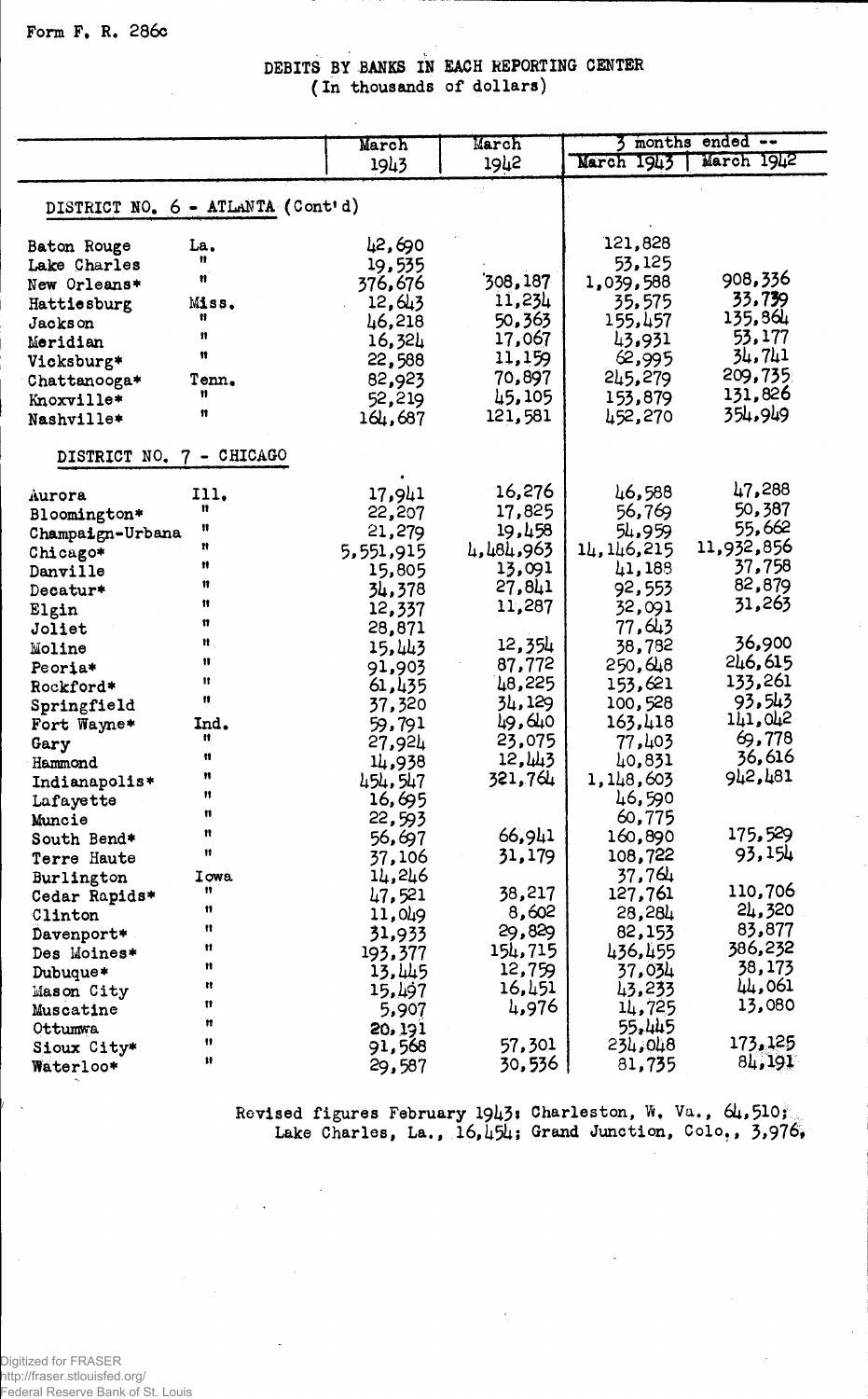Form F. R. 286c

## DEBITS BY BANKS IN EACH REPORTING CENTER
(In thousands of dollars)

| | | March 1943 | March 1942 | 3 months ended -- March 1943 | 3 months ended -- March 1942 |
|---|---|---|---|---|---|
| **DISTRICT NO. 6 - ATLANTA (Cont'd)** | | | | | |
| Baton Rouge | La. | 42,690 | | 121,828 | |
| Lake Charles | " | 19,535 | | 53,125 | |
| New Orleans* | " | 376,676 | 308,187 | 1,039,588 | 908,336 |
| Hattiesburg | Miss. | 12,643 | 11,234 | 35,575 | 33,739 |
| Jackson | " | 46,218 | 50,363 | 155,457 | 135,864 |
| Meridian | " | 16,324 | 17,067 | 43,931 | 53,177 |
| Vicksburg* | " | 22,588 | 11,159 | 62,995 | 34,741 |
| Chattanooga* | Tenn. | 82,923 | 70,897 | 245,279 | 209,735 |
| Knoxville* | " | 52,219 | 45,105 | 153,879 | 131,826 |
| Nashville* | " | 164,687 | 121,581 | 452,270 | 354,949 |
| **DISTRICT NO. 7 - CHICAGO** | | | | | |
| Aurora | Ill. | 17,941 | 16,276 | 46,588 | 47,288 |
| Bloomington* | " | 22,207 | 17,825 | 56,769 | 50,387 |
| Champaign-Urbana | " | 21,279 | 19,458 | 54,959 | 55,662 |
| Chicago* | " | 5,551,915 | 4,484,963 | 14,146,215 | 11,932,856 |
| Danville | " | 15,805 | 13,091 | 41,188 | 37,758 |
| Decatur* | " | 34,378 | 27,841 | 92,553 | 82,879 |
| Elgin | " | 12,337 | 11,287 | 32,091 | 31,263 |
| Joliet | " | 28,871 | | 77,643 | |
| Moline | " | 15,443 | 12,354 | 38,782 | 36,900 |
| Peoria* | " | 91,903 | 87,772 | 250,648 | 246,615 |
| Rockford* | " | 61,435 | 48,225 | 153,621 | 133,261 |
| Springfield | " | 37,320 | 34,129 | 100,528 | 93,543 |
| Fort Wayne* | Ind. | 59,791 | 49,640 | 163,418 | 141,042 |
| Gary | " | 27,924 | 23,075 | 77,403 | 69,778 |
| Hammond | " | 14,938 | 12,443 | 40,831 | 36,616 |
| Indianapolis* | " | 454,547 | 321,764 | 1,148,603 | 942,481 |
| Lafayette | " | 16,695 | | 46,590 | |
| Muncie | " | 22,593 | | 60,775 | |
| South Bend* | " | 56,697 | 66,941 | 160,890 | 175,529 |
| Terre Haute | " | 37,106 | 31,179 | 108,722 | 93,154 |
| Burlington | Iowa | 14,246 | | 37,764 | |
| Cedar Rapids* | " | 47,521 | 38,217 | 127,761 | 110,706 |
| Clinton | " | 11,049 | 8,602 | 28,284 | 24,320 |
| Davenport* | " | 31,933 | 29,829 | 82,153 | 83,877 |
| Des Moines* | " | 193,377 | 154,715 | 436,455 | 386,232 |
| Dubuque* | " | 13,445 | 12,759 | 37,034 | 38,173 |
| Mason City | " | 15,497 | 16,451 | 43,233 | 44,061 |
| Muscatine | " | 5,907 | 4,976 | 14,725 | 13,080 |
| Ottumwa | " | 20,191 | | 55,445 | |
| Sioux City* | " | 91,568 | 57,301 | 234,048 | 173,125 |
| Waterloo* | " | 29,587 | 30,536 | 81,735 | 84,191 |

Revised figures February 1943: Charleston, W. Va., 64,510; Lake Charles, La., 16,454; Grand Junction, Colo., 3,976.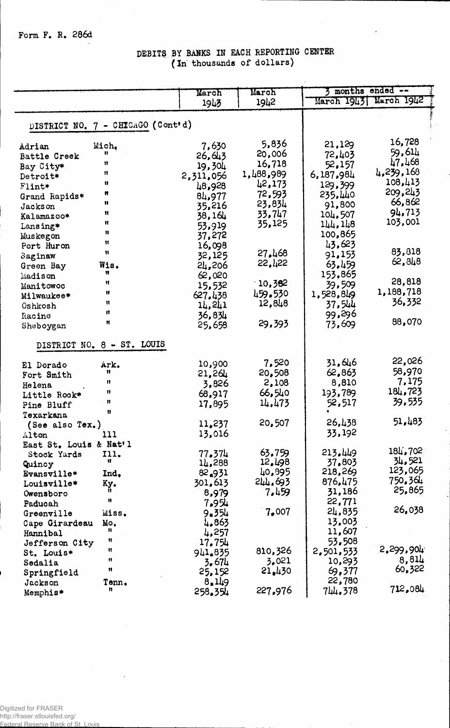Form F. R. 286d

# DEBITS BY BANKS IN EACH REPORTING CENTER
(In thousands of dollars)

| | | March 1943 | March 1942 | 3 months ended -- March 1943 | 3 months ended -- March 1942 |
|---|---|---|---|---|---|
| **DISTRICT NO. 7 - CHICAGO (Cont'd)** | | | | | |
| Adrian | Mich. | 7,630 | 5,836 | 21,129 | 16,728 |
| Battle Creek | " | 26,643 | 20,006 | 72,403 | 59,614 |
| Bay City* | " | 19,304 | 16,718 | 52,157 | 47,468 |
| Detroit* | " | 2,311,056 | 1,488,989 | 6,187,984 | 4,239,168 |
| Flint* | " | 48,928 | 42,173 | 129,399 | 108,413 |
| Grand Rapids* | " | 84,977 | 72,593 | 235,440 | 209,243 |
| Jackson | " | 35,216 | 23,834 | 91,800 | 66,862 |
| Kalamazoo* | " | 38,164 | 33,747 | 104,507 | 94,713 |
| Lansing* | " | 53,919 | 35,125 | 144,148 | 103,001 |
| Muskegon | " | 37,272 | | 100,865 | |
| Port Huron | " | 16,098 | | 43,623 | |
| Saginaw | " | 32,125 | 27,468 | 91,153 | 83,818 |
| Green Bay | Wis. | 24,206 | 22,422 | 63,459 | 62,848 |
| Madison | " | 62,020 | | 153,865 | |
| Manitowoc | " | 15,532 | 10,382 | 39,509 | 28,818 |
| Milwaukee* | " | 627,438 | 459,530 | 1,528,849 | 1,188,718 |
| Oshkosh | " | 14,241 | 12,848 | 37,544 | 36,332 |
| Racine | " | 36,834 | | 99,296 | |
| Sheboygan | " | 25,658 | 29,393 | 73,609 | 88,070 |
| **DISTRICT NO. 8 - ST. LOUIS** | | | | | |
| El Dorado | Ark. | 10,900 | 7,520 | 31,646 | 22,026 |
| Fort Smith | " | 21,264 | 20,508 | 62,863 | 58,970 |
| Helena | " | 3,826 | 2,108 | 8,810 | 7,175 |
| Little Rock* | " | 68,917 | 66,540 | 193,789 | 184,723 |
| Pine Bluff | " | 17,895 | 14,473 | 52,517 | 39,535 |
| Texarkana (See also Tex.) | " | 11,237 | 20,507 | 26,438 | 51,483 |
| Alton | Ill. | 13,016 | | 33,192 | |
| East St. Louis & Nat'l Stock Yards | Ill. | 77,374 | 63,759 | 213,449 | 184,702 |
| Quincy | " | 14,288 | 12,498 | 37,803 | 34,521 |
| Evansville* | Ind. | 82,931 | 40,895 | 218,269 | 123,065 |
| Louisville* | Ky. | 301,613 | 244,693 | 876,475 | 750,364 |
| Owensboro | " | 8,979 | 7,459 | 31,186 | 25,865 |
| Paducah | " | 7,954 | | 22,771 | |
| Greenville | Miss. | 9,354 | 7,007 | 24,835 | 26,038 |
| Cape Girardeau | Mo. | 4,863 | | 13,003 | |
| Hannibal | " | 4,257 | | 11,607 | |
| Jefferson City | " | 17,754 | | 53,508 | |
| St. Louis* | " | 941,835 | 810,326 | 2,501,533 | 2,299,904 |
| Sedalia | " | 3,674 | 3,021 | 10,293 | 8,814 |
| Springfield | " | 25,152 | 21,430 | 69,377 | 60,322 |
| Jackson | Tenn. | 8,149 | | 22,780 | |
| Memphis* | " | 258,354 | 227,976 | 744,378 | 712,084 |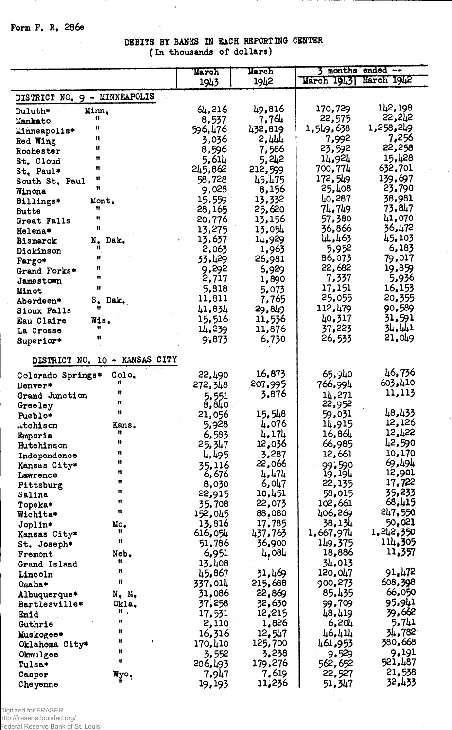Form F. R. 286e

# DEBITS BY BANKS IN EACH REPORTING CENTER
(In thousands of dollars)

| | | March 1943 | March 1942 | 3 months ended -- March 1943 | March 1942 |
|---|---|---|---|---|---|
| **DISTRICT NO. 9 - MINNEAPOLIS** | | | | | |
| Duluth* | Minn. | 64,216 | 49,816 | 170,729 | 142,198 |
| Mankato | " | 8,537 | 7,764 | 22,575 | 22,242 |
| Minneapolis* | " | 596,476 | 432,819 | 1,549,638 | 1,258,249 |
| Red Wing | " | 3,036 | 2,444 | 7,992 | 7,256 |
| Rochester | " | 8,596 | 7,586 | 23,592 | 22,258 |
| St. Cloud | " | 5,614 | 5,242 | 14,924 | 15,428 |
| St. Paul* | " | 245,862 | 212,599 | 700,774 | 632,701 |
| South St. Paul | " | 58,728 | 45,475 | 172,549 | 139,697 |
| Winona | " | 9,028 | 8,156 | 25,408 | 23,790 |
| Billings* | Mont. | 15,559 | 13,332 | 40,287 | 38,981 |
| Butte | " | 28,165 | 25,620 | 74,749 | 73,847 |
| Great Falls | " | 20,776 | 13,156 | 57,380 | 41,070 |
| Helena* | " | 13,275 | 13,054 | 36,866 | 36,472 |
| Bismarck | N. Dak. | 13,637 | 14,929 | 44,463 | 45,103 |
| Dickinson | " | 2,063 | 1,963 | 5,952 | 6,183 |
| Fargo* | " | 33,429 | 26,981 | 86,073 | 79,017 |
| Grand Forks* | " | 9,292 | 6,929 | 22,682 | 19,859 |
| Jamestown | " | 2,717 | 1,890 | 7,337 | 5,936 |
| Minot | " | 5,818 | 5,073 | 17,151 | 16,153 |
| Aberdeen* | S. Dak. | 11,811 | 7,765 | 25,055 | 20,355 |
| Sioux Falls | " | 41,834 | 29,849 | 112,479 | 90,589 |
| Eau Claire | Wis. | 15,516 | 11,536 | 40,317 | 31,591 |
| La Crosse | " | 14,239 | 11,876 | 37,223 | 34,441 |
| Superior* | " | 9,873 | 6,730 | 26,533 | 21,049 |
| **DISTRICT NO. 10 - KANSAS CITY** | | | | | |
| Colorado Springs* | Colo. | 22,490 | 16,873 | 65,940 | 46,736 |
| Denver* | " | 272,348 | 207,995 | 766,994 | 603,410 |
| Grand Junction | " | 5,551 | 3,876 | 14,271 | 11,113 |
| Greeley | " | 8,840 | | 22,952 | |
| Pueblo* | " | 21,056 | 15,548 | 59,031 | 48,433 |
| Atchison | Kans. | 5,928 | 4,076 | 14,915 | 12,126 |
| Emporia | " | 6,583 | 4,174 | 16,864 | 12,422 |
| Hutchinson | " | 25,347 | 12,036 | 66,985 | 42,590 |
| Independence | " | 4,495 | 3,287 | 12,661 | 10,170 |
| Kansas City* | " | 35,116 | 22,066 | 99,590 | 69,494 |
| Lawrence | " | 6,676 | 4,474 | 19,194 | 12,901 |
| Pittsburg | " | 8,030 | 6,047 | 22,135 | 17,722 |
| Salina | " | 22,915 | 10,451 | 58,015 | 35,233 |
| Topeka* | " | 35,708 | 22,073 | 102,661 | 68,415 |
| Wichita* | " | 152,045 | 88,080 | 406,269 | 247,550 |
| Joplin* | Mo. | 13,816 | 17,785 | 38,134 | 50,021 |
| Kansas City* | " | 616,054 | 437,763 | 1,667,974 | 1,242,350 |
| St. Joseph* | " | 51,786 | 36,900 | 149,375 | 114,305 |
| Fremont | Neb. | 6,951 | 4,084 | 18,886 | 11,357 |
| Grand Island | " | 13,408 | | 34,013 | |
| Lincoln | " | 45,867 | 31,469 | 120,047 | 91,472 |
| Omaha* | " | 337,014 | 215,688 | 900,273 | 608,398 |
| Albuquerque* | N. M. | 31,086 | 22,869 | 85,435 | 66,050 |
| Bartlesville* | Okla. | 37,258 | 32,630 | 99,709 | 95,941 |
| Enid | " | 17,531 | 12,215 | 48,419 | 39,662 |
| Guthrie | " | 2,110 | 1,826 | 6,204 | 5,741 |
| Muskogee* | " | 16,316 | 12,547 | 46,414 | 34,782 |
| Oklahoma City* | " | 170,410 | 125,700 | 461,953 | 380,668 |
| Okmulgee | " | 3,552 | 3,238 | 9,529 | 9,191 |
| Tulsa* | " | 206,493 | 179,276 | 562,652 | 521,487 |
| Casper | Wyo. | 7,947 | 7,619 | 22,527 | 21,538 |
| Cheyenne | " | 19,193 | 11,236 | 51,347 | 32,433 |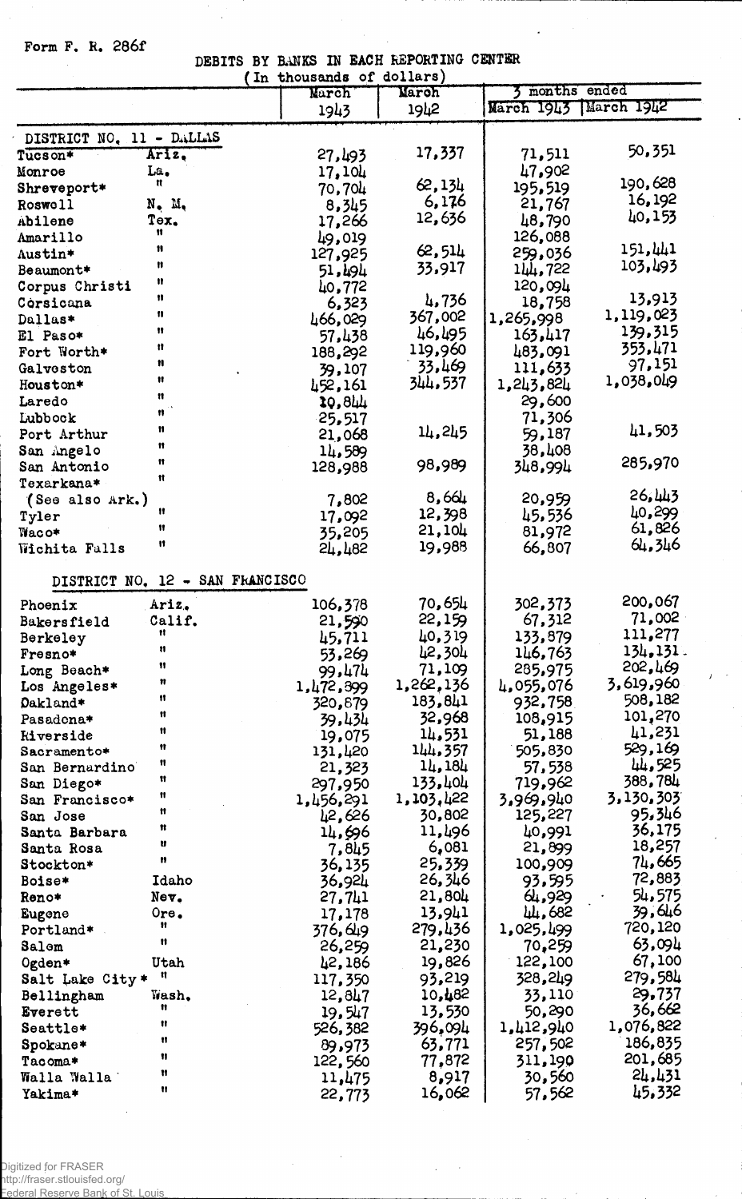Form F. R. 286f

DEBITS BY BANKS IN EACH REPORTING CENTER
(In thousands of dollars)

| | | March 1943 | March 1942 | 3 months ended March 1943 | 3 months ended March 1942 |
|---|---|---|---|---|---|
| DISTRICT NO. 11 - DALLAS | | | | | |
| Tucson* | Ariz. | 27,493 | 17,337 | 71,511 | 50,351 |
| Monroe | La. | 17,104 | | 47,902 | |
| Shreveport* | " | 70,704 | 62,134 | 195,519 | 190,628 |
| Roswell | N. M. | 8,345 | 6,176 | 21,767 | 16,192 |
| Abilene | Tex. | 17,266 | 12,636 | 48,790 | 40,153 |
| Amarillo | " | 49,019 | | 126,088 | |
| Austin* | " | 127,925 | 62,514 | 259,036 | 151,441 |
| Beaumont* | " | 51,494 | 33,917 | 144,722 | 103,493 |
| Corpus Christi | " | 40,772 | | 120,094 | |
| Corsicana | " | 6,323 | 4,736 | 18,758 | 13,913 |
| Dallas* | " | 466,029 | 367,002 | 1,265,998 | 1,119,023 |
| El Paso* | " | 57,438 | 46,495 | 163,417 | 139,315 |
| Fort Worth* | " | 188,292 | 119,960 | 483,091 | 353,471 |
| Galveston | " | 39,107 | 33,469 | 111,633 | 97,151 |
| Houston* | " | 452,161 | 344,537 | 1,243,824 | 1,038,049 |
| Laredo | " | 10,844 | | 29,600 | |
| Lubbock | " | 25,517 | | 71,306 | |
| Port Arthur | " | 21,068 | 14,245 | 59,187 | 41,503 |
| San Angelo | " | 14,589 | | 38,408 | |
| San Antonio | " | 128,988 | 98,989 | 348,994 | 285,970 |
| Texarkana* (See also Ark.) | " | 7,802 | 8,664 | 20,959 | 26,443 |
| Tyler | " | 17,092 | 12,398 | 45,536 | 40,299 |
| Waco* | " | 35,205 | 21,104 | 81,972 | 61,826 |
| Wichita Falls | " | 24,482 | 19,988 | 66,807 | 64,346 |
| DISTRICT NO. 12 - SAN FRANCISCO | | | | | |
| Phoenix | Ariz. | 106,378 | 70,654 | 302,373 | 200,067 |
| Bakersfield | Calif. | 21,590 | 22,159 | 67,312 | 71,002 |
| Berkeley | " | 45,711 | 40,319 | 133,879 | 111,277 |
| Fresno* | " | 53,269 | 42,304 | 146,763 | 134,131 |
| Long Beach* | " | 99,474 | 71,109 | 285,975 | 202,469 |
| Los Angeles* | " | 1,472,899 | 1,262,136 | 4,055,076 | 3,619,960 |
| Oakland* | " | 320,679 | 183,841 | 932,758 | 508,182 |
| Pasadena* | " | 39,434 | 32,968 | 108,915 | 101,270 |
| Riverside | " | 19,075 | 14,531 | 51,188 | 41,231 |
| Sacramento* | " | 131,420 | 144,357 | 505,830 | 529,169 |
| San Bernardino | " | 21,323 | 14,184 | 57,538 | 44,525 |
| San Diego* | " | 297,950 | 133,404 | 719,962 | 388,784 |
| San Francisco* | " | 1,456,291 | 1,103,422 | 3,969,940 | 3,130,303 |
| San Jose | " | 42,626 | 30,802 | 125,227 | 95,346 |
| Santa Barbara | " | 14,696 | 11,496 | 40,991 | 36,175 |
| Santa Rosa | " | 7,845 | 6,081 | 21,899 | 18,257 |
| Stockton* | " | 36,135 | 25,339 | 100,909 | 74,665 |
| Boise* | Idaho | 36,924 | 26,346 | 93,595 | 72,883 |
| Reno* | Nev. | 27,741 | 21,804 | 64,929 | 54,575 |
| Eugene | Ore. | 17,178 | 13,941 | 44,682 | 39,646 |
| Portland* | " | 376,649 | 279,436 | 1,025,499 | 720,120 |
| Salem | " | 26,259 | 21,230 | 70,259 | 63,094 |
| Ogden* | Utah | 42,186 | 19,826 | 122,100 | 67,100 |
| Salt Lake City* | " | 117,350 | 93,219 | 328,249 | 279,584 |
| Bellingham | Wash. | 12,847 | 10,482 | 33,110 | 29,737 |
| Everett | " | 19,547 | 13,530 | 50,290 | 36,662 |
| Seattle* | " | 526,382 | 396,094 | 1,412,940 | 1,076,822 |
| Spokane* | " | 89,973 | 63,771 | 257,502 | 186,835 |
| Tacoma* | " | 122,560 | 77,872 | 311,190 | 201,685 |
| Walla Walla | " | 11,475 | 8,917 | 30,560 | 24,431 |
| Yakima* | " | 22,773 | 16,062 | 57,562 | 45,332 |